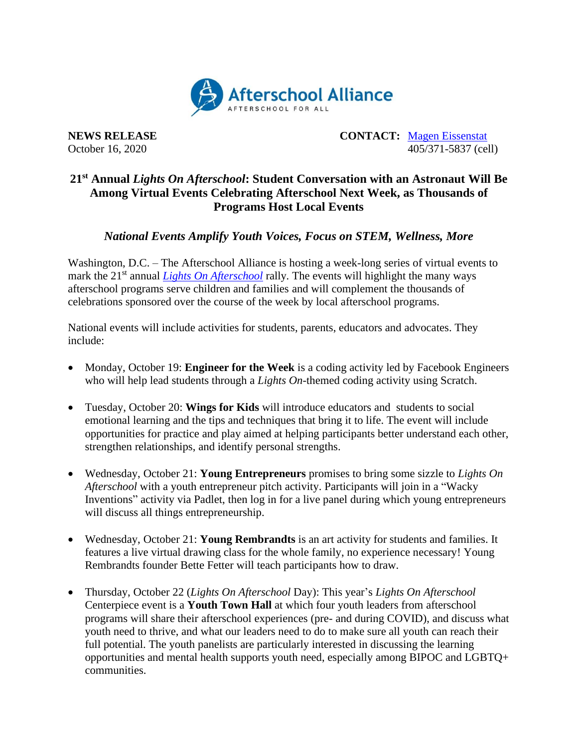**Afterschool Alliance**
AFTERSCHOOL FOR ALL

**NEWS RELEASE**
October 16, 2020

**CONTACT:** Magen Eissenstat
405/371-5837 (cell)

# 21st Annual *Lights On Afterschool*: Student Conversation with an Astronaut Will Be Among Virtual Events Celebrating Afterschool Next Week, as Thousands of Programs Host Local Events

## *National Events Amplify Youth Voices, Focus on STEM, Wellness, More*

Washington, D.C. – The Afterschool Alliance is hosting a week-long series of virtual events to mark the 21st annual *Lights On Afterschool* rally. The events will highlight the many ways afterschool programs serve children and families and will complement the thousands of celebrations sponsored over the course of the week by local afterschool programs.

National events will include activities for students, parents, educators and advocates. They include:

- Monday, October 19: **Engineer for the Week** is a coding activity led by Facebook Engineers who will help lead students through a *Lights On*-themed coding activity using Scratch.

- Tuesday, October 20: **Wings for Kids** will introduce educators and students to social emotional learning and the tips and techniques that bring it to life. The event will include opportunities for practice and play aimed at helping participants better understand each other, strengthen relationships, and identify personal strengths.

- Wednesday, October 21: **Young Entrepreneurs** promises to bring some sizzle to *Lights On Afterschool* with a youth entrepreneur pitch activity. Participants will join in a "Wacky Inventions" activity via Padlet, then log in for a live panel during which young entrepreneurs will discuss all things entrepreneurship.

- Wednesday, October 21: **Young Rembrandts** is an art activity for students and families. It features a live virtual drawing class for the whole family, no experience necessary! Young Rembrandts founder Bette Fetter will teach participants how to draw.

- Thursday, October 22 (*Lights On Afterschool* Day): This year's *Lights On Afterschool* Centerpiece event is a **Youth Town Hall** at which four youth leaders from afterschool programs will share their afterschool experiences (pre- and during COVID), and discuss what youth need to thrive, and what our leaders need to do to make sure all youth can reach their full potential. The youth panelists are particularly interested in discussing the learning opportunities and mental health supports youth need, especially among BIPOC and LGBTQ+ communities.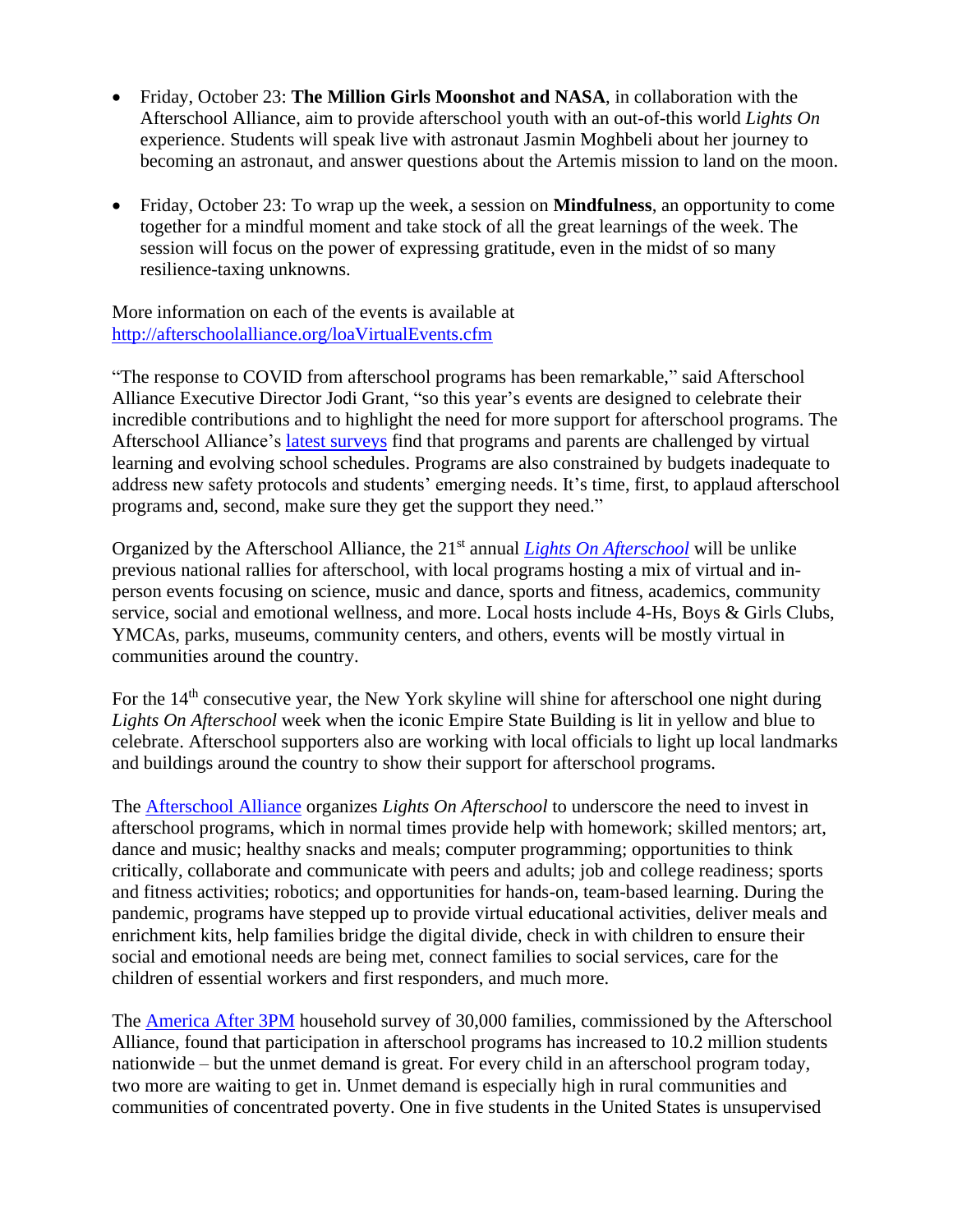- Friday, October 23: **The Million Girls Moonshot and NASA**, in collaboration with the Afterschool Alliance, aim to provide afterschool youth with an out-of-this world *Lights On* experience. Students will speak live with astronaut Jasmin Moghbeli about her journey to becoming an astronaut, and answer questions about the Artemis mission to land on the moon.

- Friday, October 23: To wrap up the week, a session on **Mindfulness**, an opportunity to come together for a mindful moment and take stock of all the great learnings of the week. The session will focus on the power of expressing gratitude, even in the midst of so many resilience-taxing unknowns.

More information on each of the events is available at [http://afterschoolalliance.org/loaVirtualEvents.cfm](http://afterschoolalliance.org/loaVirtualEvents.cfm)

"The response to COVID from afterschool programs has been remarkable," said Afterschool Alliance Executive Director Jodi Grant, "so this year's events are designed to celebrate their incredible contributions and to highlight the need for more support for afterschool programs. The Afterschool Alliance's [latest surveys](#) find that programs and parents are challenged by virtual learning and evolving school schedules. Programs are also constrained by budgets inadequate to address new safety protocols and students' emerging needs. It's time, first, to applaud afterschool programs and, second, make sure they get the support they need."

Organized by the Afterschool Alliance, the 21st annual [*Lights On Afterschool*](#) will be unlike previous national rallies for afterschool, with local programs hosting a mix of virtual and in-person events focusing on science, music and dance, sports and fitness, academics, community service, social and emotional wellness, and more. Local hosts include 4-Hs, Boys & Girls Clubs, YMCAs, parks, museums, community centers, and others, events will be mostly virtual in communities around the country.

For the 14th consecutive year, the New York skyline will shine for afterschool one night during *Lights On Afterschool* week when the iconic Empire State Building is lit in yellow and blue to celebrate. Afterschool supporters also are working with local officials to light up local landmarks and buildings around the country to show their support for afterschool programs.

The [Afterschool Alliance](#) organizes *Lights On Afterschool* to underscore the need to invest in afterschool programs, which in normal times provide help with homework; skilled mentors; art, dance and music; healthy snacks and meals; computer programming; opportunities to think critically, collaborate and communicate with peers and adults; job and college readiness; sports and fitness activities; robotics; and opportunities for hands-on, team-based learning. During the pandemic, programs have stepped up to provide virtual educational activities, deliver meals and enrichment kits, help families bridge the digital divide, check in with children to ensure their social and emotional needs are being met, connect families to social services, care for the children of essential workers and first responders, and much more.

The [America After 3PM](#) household survey of 30,000 families, commissioned by the Afterschool Alliance, found that participation in afterschool programs has increased to 10.2 million students nationwide – but the unmet demand is great. For every child in an afterschool program today, two more are waiting to get in. Unmet demand is especially high in rural communities and communities of concentrated poverty. One in five students in the United States is unsupervised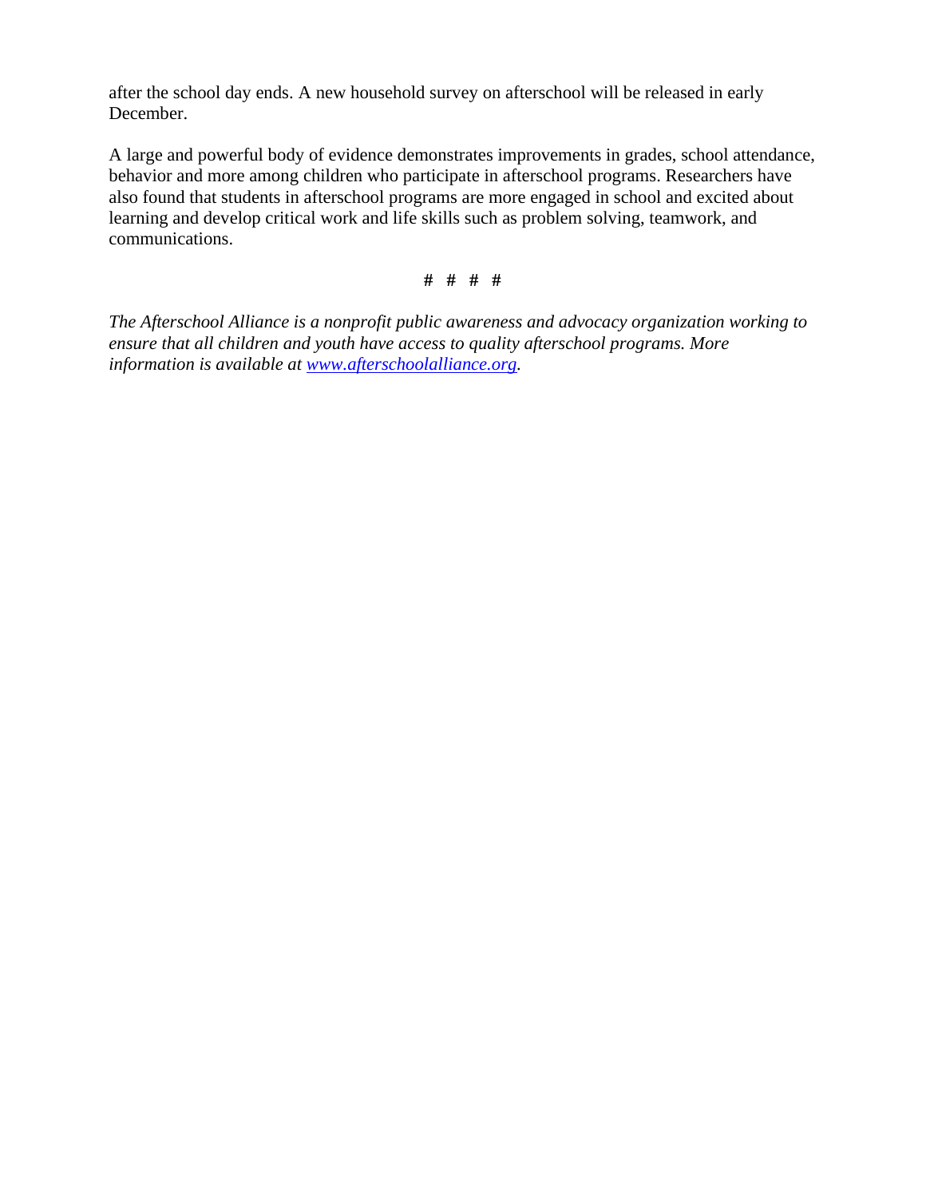after the school day ends. A new household survey on afterschool will be released in early December.

A large and powerful body of evidence demonstrates improvements in grades, school attendance, behavior and more among children who participate in afterschool programs. Researchers have also found that students in afterschool programs are more engaged in school and excited about learning and develop critical work and life skills such as problem solving, teamwork, and communications.

# # # #

*The Afterschool Alliance is a nonprofit public awareness and advocacy organization working to ensure that all children and youth have access to quality afterschool programs. More information is available at [www.afterschoolalliance.org](http://www.afterschoolalliance.org).*